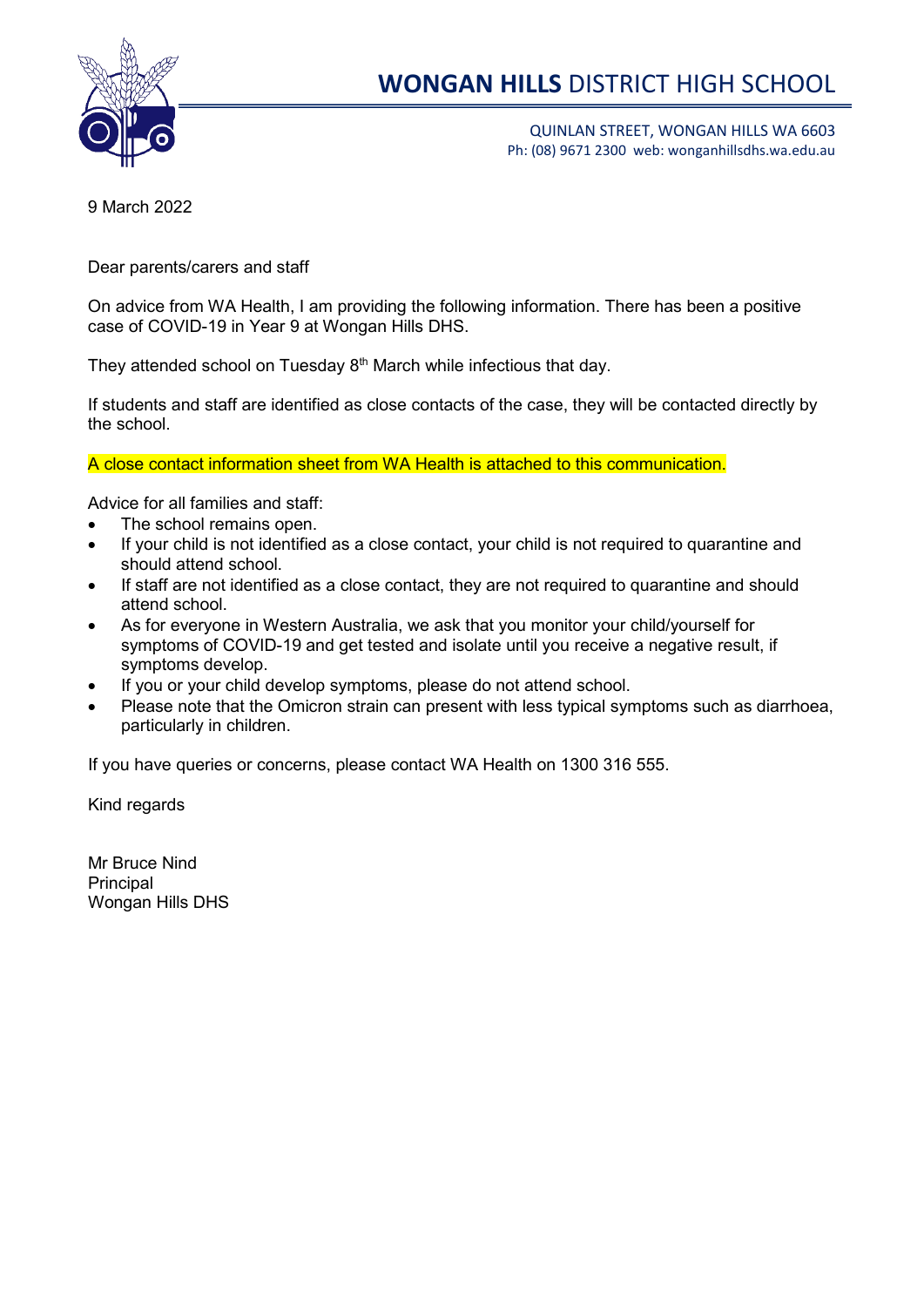# **WONGAN HILLS** DISTRICT HIGH SCHOOL

QUINLAN STREET, WONGAN HILLS WA 6603
Ph: (08) 9671 2300 web: wonganhillsdhs.wa.edu.au

9 March 2022

Dear parents/carers and staff

On advice from WA Health, I am providing the following information. There has been a positive case of COVID-19 in Year 9 at Wongan Hills DHS.

They attended school on Tuesday 8th March while infectious that day.

If students and staff are identified as close contacts of the case, they will be contacted directly by the school.

A close contact information sheet from WA Health is attached to this communication.

Advice for all families and staff:

- The school remains open.
- If your child is not identified as a close contact, your child is not required to quarantine and should attend school.
- If staff are not identified as a close contact, they are not required to quarantine and should attend school.
- As for everyone in Western Australia, we ask that you monitor your child/yourself for symptoms of COVID-19 and get tested and isolate until you receive a negative result, if symptoms develop.
- If you or your child develop symptoms, please do not attend school.
- Please note that the Omicron strain can present with less typical symptoms such as diarrhoea, particularly in children.

If you have queries or concerns, please contact WA Health on 1300 316 555.

Kind regards

Mr Bruce Nind
Principal
Wongan Hills DHS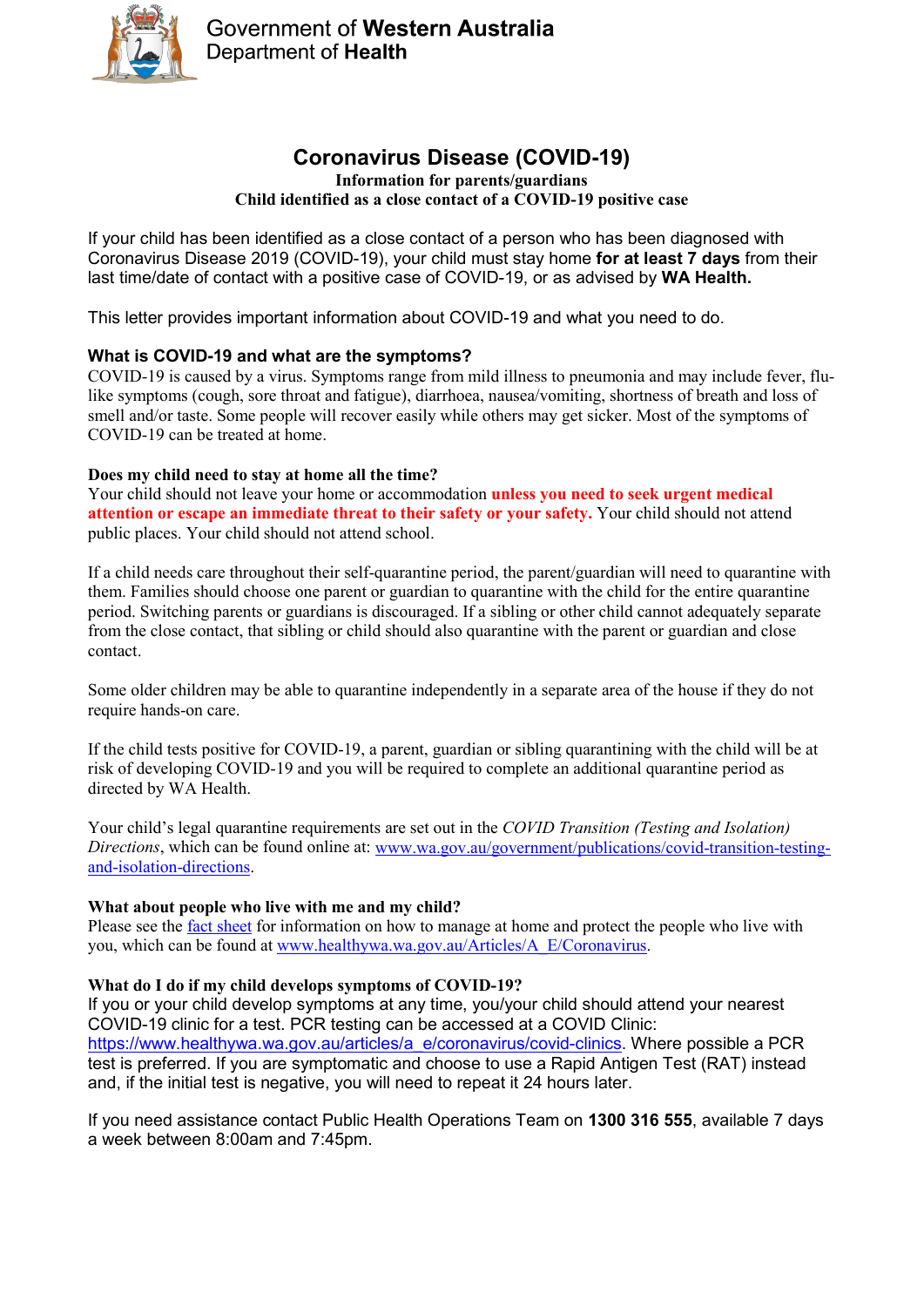Government of **Western Australia**
Department of **Health**

# Coronavirus Disease (COVID-19)

**Information for parents/guardians**
**Child identified as a close contact of a COVID-19 positive case**

If your child has been identified as a close contact of a person who has been diagnosed with Coronavirus Disease 2019 (COVID-19), your child must stay home **for at least 7 days** from their last time/date of contact with a positive case of COVID-19, or as advised by **WA Health.**

This letter provides important information about COVID-19 and what you need to do.

### What is COVID-19 and what are the symptoms?

COVID-19 is caused by a virus. Symptoms range from mild illness to pneumonia and may include fever, flu-like symptoms (cough, sore throat and fatigue), diarrhoea, nausea/vomiting, shortness of breath and loss of smell and/or taste. Some people will recover easily while others may get sicker. Most of the symptoms of COVID-19 can be treated at home.

### Does my child need to stay at home all the time?

Your child should not leave your home or accommodation **unless you need to seek urgent medical attention or escape an immediate threat to their safety or your safety.** Your child should not attend public places. Your child should not attend school.

If a child needs care throughout their self-quarantine period, the parent/guardian will need to quarantine with them. Families should choose one parent or guardian to quarantine with the child for the entire quarantine period. Switching parents or guardians is discouraged. If a sibling or other child cannot adequately separate from the close contact, that sibling or child should also quarantine with the parent or guardian and close contact.

Some older children may be able to quarantine independently in a separate area of the house if they do not require hands-on care.

If the child tests positive for COVID-19, a parent, guardian or sibling quarantining with the child will be at risk of developing COVID-19 and you will be required to complete an additional quarantine period as directed by WA Health.

Your child's legal quarantine requirements are set out in the *COVID Transition (Testing and Isolation) Directions*, which can be found online at: www.wa.gov.au/government/publications/covid-transition-testing-and-isolation-directions.

### What about people who live with me and my child?

Please see the fact sheet for information on how to manage at home and protect the people who live with you, which can be found at www.healthywa.wa.gov.au/Articles/A_E/Coronavirus.

### What do I do if my child develops symptoms of COVID-19?

If you or your child develop symptoms at any time, you/your child should attend your nearest COVID-19 clinic for a test. PCR testing can be accessed at a COVID Clinic: https://www.healthywa.wa.gov.au/articles/a_e/coronavirus/covid-clinics. Where possible a PCR test is preferred. If you are symptomatic and choose to use a Rapid Antigen Test (RAT) instead and, if the initial test is negative, you will need to repeat it 24 hours later.

If you need assistance contact Public Health Operations Team on **1300 316 555**, available 7 days a week between 8:00am and 7:45pm.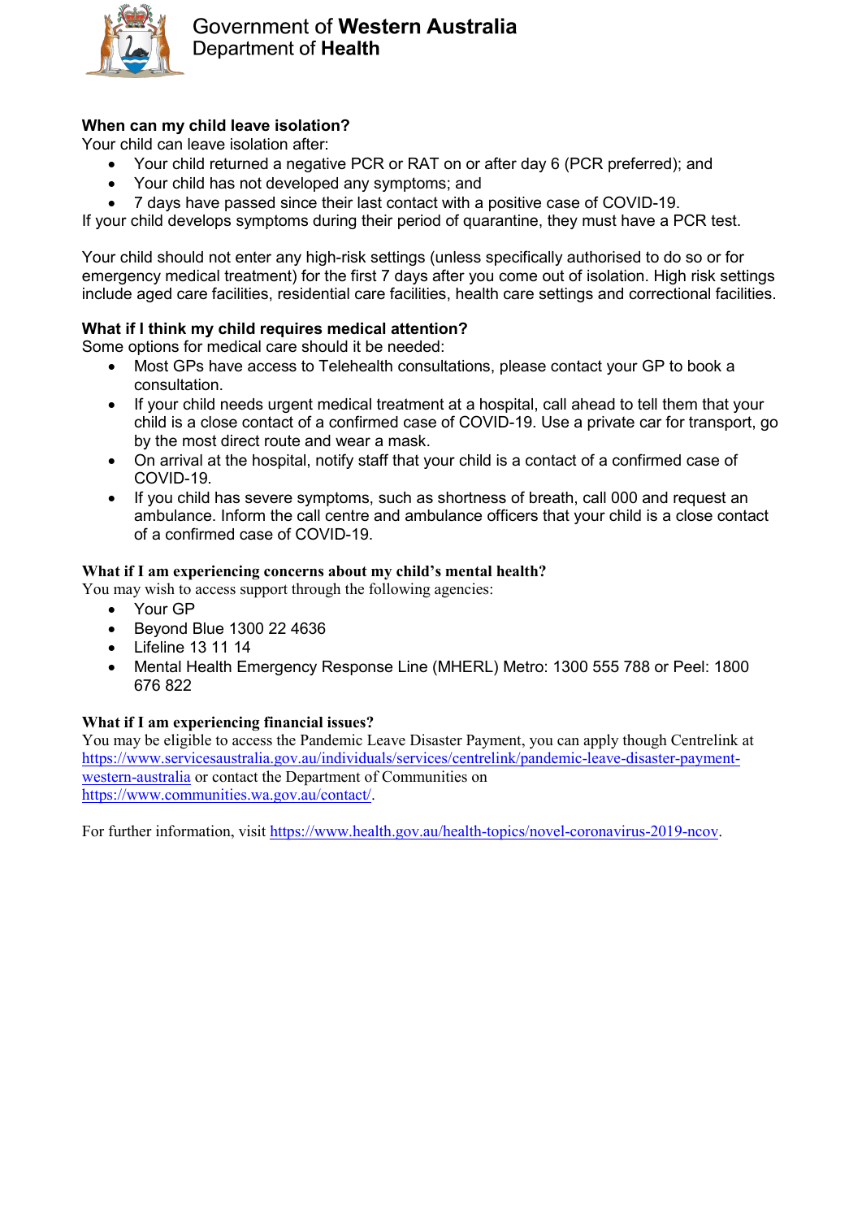**When can my child leave isolation?**

Your child can leave isolation after:

- Your child returned a negative PCR or RAT on or after day 6 (PCR preferred); and
- Your child has not developed any symptoms; and
- 7 days have passed since their last contact with a positive case of COVID-19.

If your child develops symptoms during their period of quarantine, they must have a PCR test.

Your child should not enter any high-risk settings (unless specifically authorised to do so or for emergency medical treatment) for the first 7 days after you come out of isolation. High risk settings include aged care facilities, residential care facilities, health care settings and correctional facilities.

**What if I think my child requires medical attention?**

Some options for medical care should it be needed:

- Most GPs have access to Telehealth consultations, please contact your GP to book a consultation.
- If your child needs urgent medical treatment at a hospital, call ahead to tell them that your child is a close contact of a confirmed case of COVID-19. Use a private car for transport, go by the most direct route and wear a mask.
- On arrival at the hospital, notify staff that your child is a contact of a confirmed case of COVID-19.
- If you child has severe symptoms, such as shortness of breath, call 000 and request an ambulance. Inform the call centre and ambulance officers that your child is a close contact of a confirmed case of COVID-19.

**What if I am experiencing concerns about my child's mental health?**

You may wish to access support through the following agencies:

- Your GP
- Beyond Blue 1300 22 4636
- Lifeline 13 11 14
- Mental Health Emergency Response Line (MHERL) Metro: 1300 555 788 or Peel: 1800 676 822

**What if I am experiencing financial issues?**

You may be eligible to access the Pandemic Leave Disaster Payment, you can apply though Centrelink at https://www.servicesaustralia.gov.au/individuals/services/centrelink/pandemic-leave-disaster-payment-western-australia or contact the Department of Communities on https://www.communities.wa.gov.au/contact/.

For further information, visit https://www.health.gov.au/health-topics/novel-coronavirus-2019-ncov.